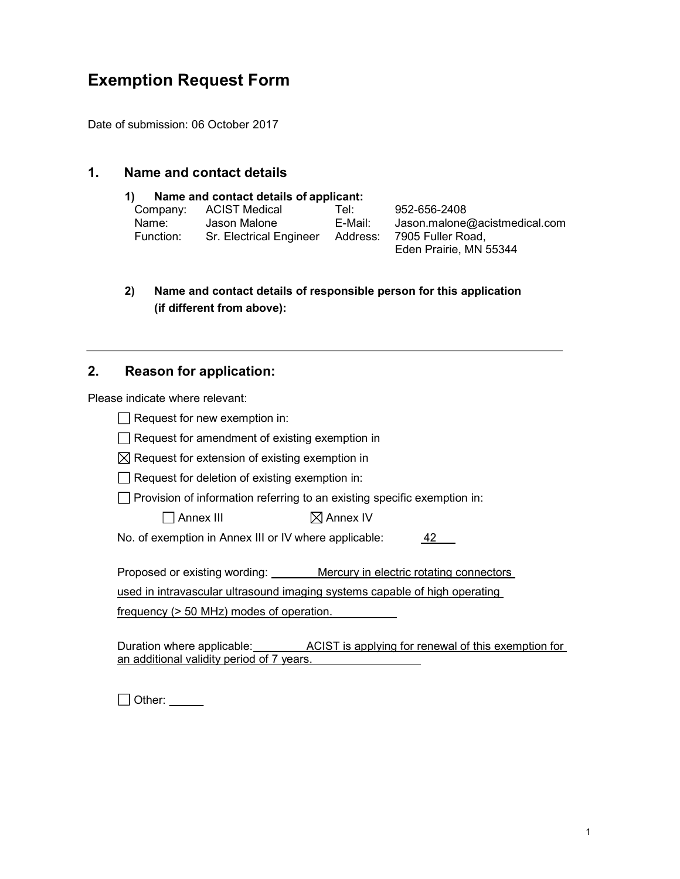# Exemption Request Form

Date of submission: 06 October 2017

## 1. Name and contact details

### 1) Name and contact details of applicant:

| | | | |
|---|---|---|---|
| Company: | ACIST Medical | Tel: | 952-656-2408 |
| Name: | Jason Malone | E-Mail: | Jason.malone@acistmedical.com |
| Function: | Sr. Electrical Engineer | Address: | 7905 Fuller Road, Eden Prairie, MN 55344 |

### 2) Name and contact details of responsible person for this application (if different from above):

---

## 2. Reason for application:

Please indicate where relevant:

- ☐ Request for new exemption in:
- ☐ Request for amendment of existing exemption in
- ☒ Request for extension of existing exemption in
- ☐ Request for deletion of existing exemption in:
- ☐ Provision of information referring to an existing specific exemption in:

  ☐ Annex III ☒ Annex IV

No. of exemption in Annex III or IV where applicable: 42

Proposed or existing wording: Mercury in electric rotating connectors used in intravascular ultrasound imaging systems capable of high operating frequency (> 50 MHz) modes of operation.

Duration where applicable: ACIST is applying for renewal of this exemption for an additional validity period of 7 years.

☐ Other: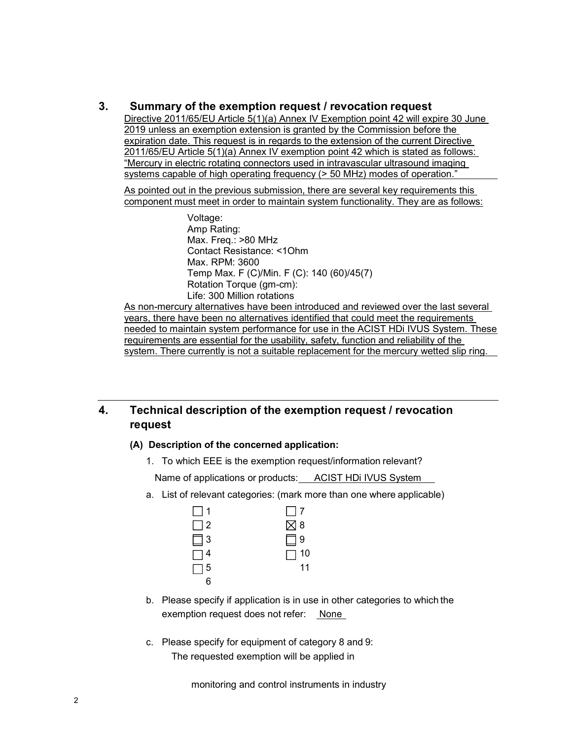## 3. Summary of the exemption request / revocation request

Directive 2011/65/EU Article 5(1)(a) Annex IV Exemption point 42 will expire 30 June 2019 unless an exemption extension is granted by the Commission before the expiration date. This request is in regards to the extension of the current Directive 2011/65/EU Article 5(1)(a) Annex IV exemption point 42 which is stated as follows: "Mercury in electric rotating connectors used in intravascular ultrasound imaging systems capable of high operating frequency (> 50 MHz) modes of operation."

As pointed out in the previous submission, there are several key requirements this component must meet in order to maintain system functionality. They are as follows:

- Voltage:
- Amp Rating:
- Max. Freq.: >80 MHz
- Contact Resistance: <1Ohm
- Max. RPM: 3600
- Temp Max. F (C)/Min. F (C): 140 (60)/45(7)
- Rotation Torque (gm-cm):
- Life: 300 Million rotations

As non-mercury alternatives have been introduced and reviewed over the last several years, there have been no alternatives identified that could meet the requirements needed to maintain system performance for use in the ACIST HDi IVUS System. These requirements are essential for the usability, safety, function and reliability of the system. There currently is not a suitable replacement for the mercury wetted slip ring.

---

## 4. Technical description of the exemption request / revocation request

### (A) Description of the concerned application:

1. To which EEE is the exemption request/information relevant?

   Name of applications or products: ACIST HDi IVUS System

a. List of relevant categories: (mark more than one where applicable)

| | |
|---|---|
| ☐ 1 | ☐ 7 |
| ☐ 2 | ☒ 8 |
| ☐ 3 | ☐ 9 |
| ☐ 4 | ☐ 10 |
| ☐ 5 | 11 |
| 6 | |

b. Please specify if application is in use in other categories to which the exemption request does not refer: None

c. Please specify for equipment of category 8 and 9:

   The requested exemption will be applied in

   monitoring and control instruments in industry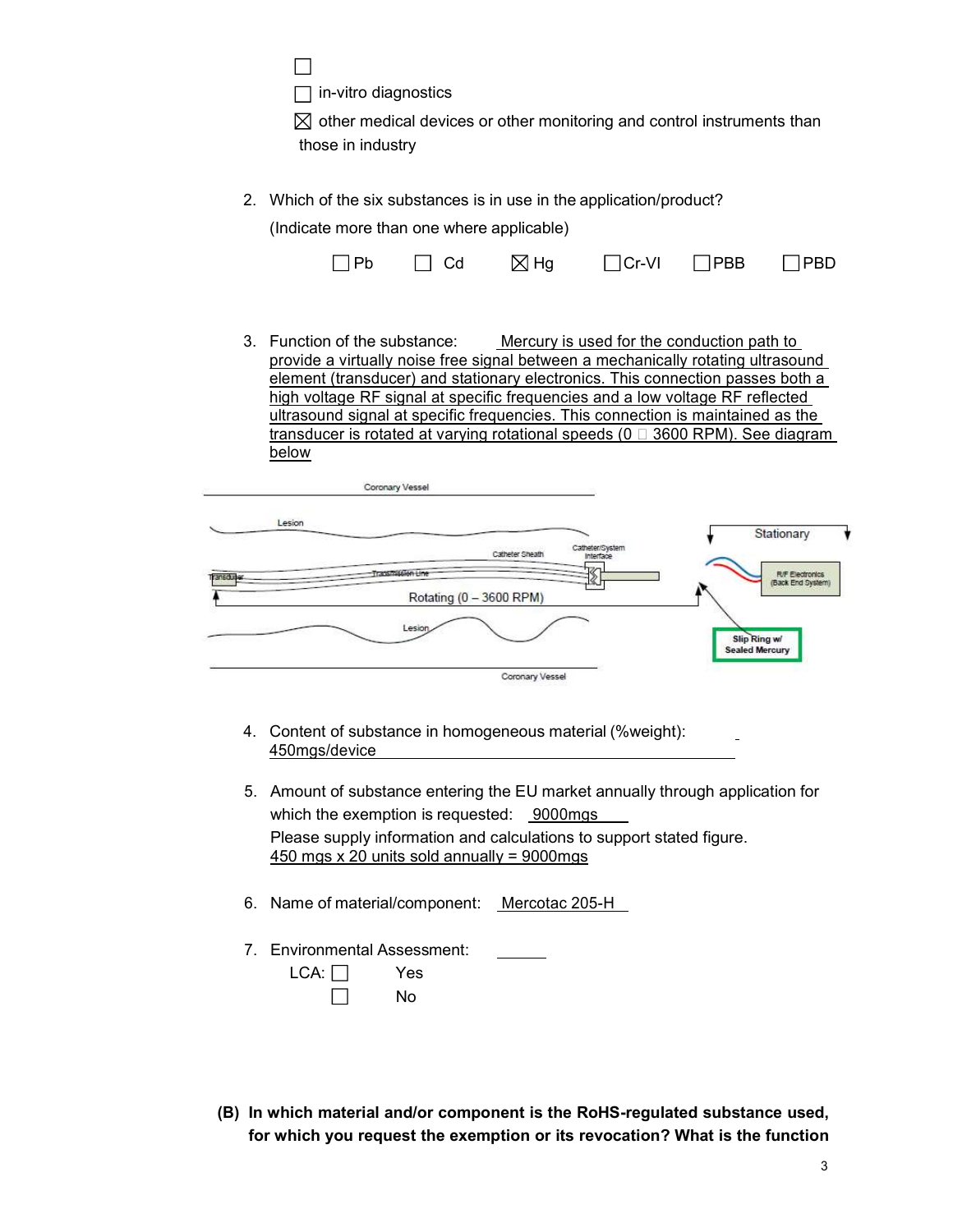☐

☐ in-vitro diagnostics

☒ other medical devices or other monitoring and control instruments than those in industry

2. Which of the six substances is in use in the application/product?

   (Indicate more than one where applicable)

   ☐ Pb ☐ Cd ☒ Hg ☐ Cr-VI ☐ PBB ☐ PBD

3. Function of the substance: Mercury is used for the conduction path to provide a virtually noise free signal between a mechanically rotating ultrasound element (transducer) and stationary electronics. This connection passes both a high voltage RF signal at specific frequencies and a low voltage RF reflected ultrasound signal at specific frequencies. This connection is maintained as the transducer is rotated at varying rotational speeds (0 – 3600 RPM). See diagram below

4. Content of substance in homogeneous material (%weight): 450mgs/device

5. Amount of substance entering the EU market annually through application for which the exemption is requested: 9000mgs

   Please supply information and calculations to support stated figure.

   450 mgs x 20 units sold annually = 9000mgs

6. Name of material/component: Mercotac 205-H

7. Environmental Assessment:

   LCA: ☐ Yes

   ☐ No

**(B) In which material and/or component is the RoHS-regulated substance used, for which you request the exemption or its revocation? What is the function**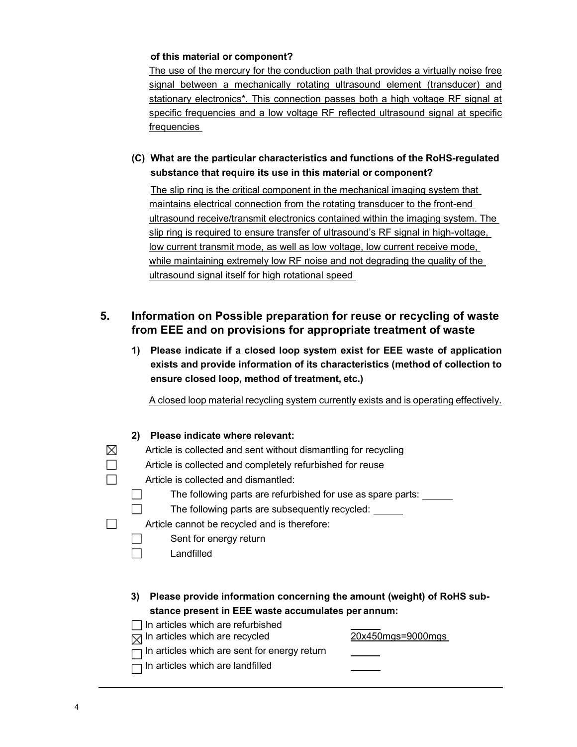**of this material or component?**

The use of the mercury for the conduction path that provides a virtually noise free signal between a mechanically rotating ultrasound element (transducer) and stationary electronics*. This connection passes both a high voltage RF signal at specific frequencies and a low voltage RF reflected ultrasound signal at specific frequencies

**(C) What are the particular characteristics and functions of the RoHS-regulated substance that require its use in this material or component?**

The slip ring is the critical component in the mechanical imaging system that maintains electrical connection from the rotating transducer to the front-end ultrasound receive/transmit electronics contained within the imaging system. The slip ring is required to ensure transfer of ultrasound's RF signal in high-voltage, low current transmit mode, as well as low voltage, low current receive mode, while maintaining extremely low RF noise and not degrading the quality of the ultrasound signal itself for high rotational speed

## 5. Information on Possible preparation for reuse or recycling of waste from EEE and on provisions for appropriate treatment of waste

**1) Please indicate if a closed loop system exist for EEE waste of application exists and provide information of its characteristics (method of collection to ensure closed loop, method of treatment, etc.)**

A closed loop material recycling system currently exists and is operating effectively.

**2) Please indicate where relevant:**

- ☒ Article is collected and sent without dismantling for recycling
- ☐ Article is collected and completely refurbished for reuse
- ☐ Article is collected and dismantled:
  - ☐ The following parts are refurbished for use as spare parts: ______
  - ☐ The following parts are subsequently recycled: ______
- ☐ Article cannot be recycled and is therefore:
  - ☐ Sent for energy return
  - ☐ Landfilled

**3) Please provide information concerning the amount (weight) of RoHS substance present in EEE waste accumulates per annum:**

- ☐ In articles which are refurbished ______
- ☒ In articles which are recycled 20x450mgs=9000mgs
- ☐ In articles which are sent for energy return ______
- ☐ In articles which are landfilled ______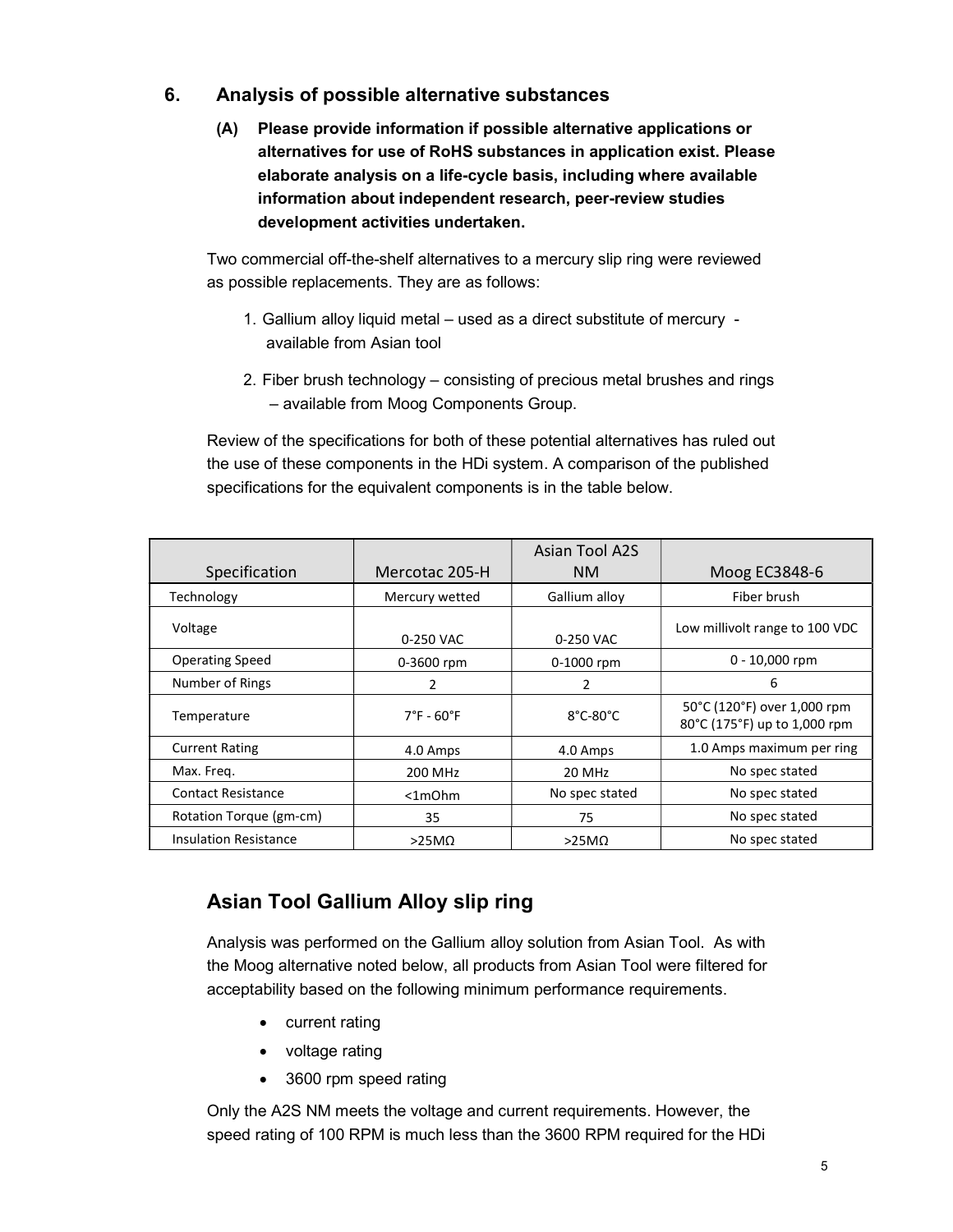## 6. Analysis of possible alternative substances

**(A) Please provide information if possible alternative applications or alternatives for use of RoHS substances in application exist. Please elaborate analysis on a life-cycle basis, including where available information about independent research, peer-review studies development activities undertaken.**

Two commercial off-the-shelf alternatives to a mercury slip ring were reviewed as possible replacements. They are as follows:

1. Gallium alloy liquid metal – used as a direct substitute of mercury - available from Asian tool
2. Fiber brush technology – consisting of precious metal brushes and rings – available from Moog Components Group.

Review of the specifications for both of these potential alternatives has ruled out the use of these components in the HDi system. A comparison of the published specifications for the equivalent components is in the table below.

| Specification | Mercotac 205-H | Asian Tool A2S NM | Moog EC3848-6 |
|---|---|---|---|
| Technology | Mercury wetted | Gallium alloy | Fiber brush |
| Voltage | 0-250 VAC | 0-250 VAC | Low millivolt range to 100 VDC |
| Operating Speed | 0-3600 rpm | 0-1000 rpm | 0 - 10,000 rpm |
| Number of Rings | 2 | 2 | 6 |
| Temperature | 7°F - 60°F | 8°C-80°C | 50°C (120°F) over 1,000 rpm<br>80°C (175°F) up to 1,000 rpm |
| Current Rating | 4.0 Amps | 4.0 Amps | 1.0 Amps maximum per ring |
| Max. Freq. | 200 MHz | 20 MHz | No spec stated |
| Contact Resistance | <1mOhm | No spec stated | No spec stated |
| Rotation Torque (gm-cm) | 35 | 75 | No spec stated |
| Insulation Resistance | >25MΩ | >25MΩ | No spec stated |

## Asian Tool Gallium Alloy slip ring

Analysis was performed on the Gallium alloy solution from Asian Tool. As with the Moog alternative noted below, all products from Asian Tool were filtered for acceptability based on the following minimum performance requirements.

- current rating
- voltage rating
- 3600 rpm speed rating

Only the A2S NM meets the voltage and current requirements. However, the speed rating of 100 RPM is much less than the 3600 RPM required for the HDi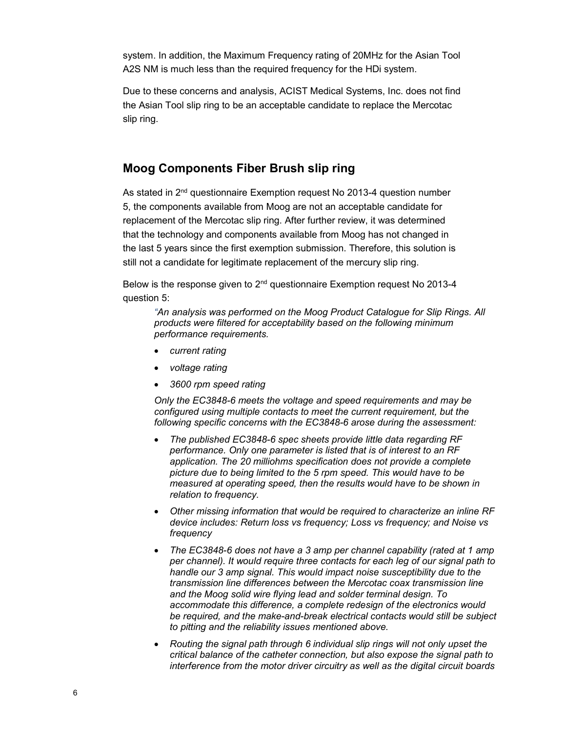system. In addition, the Maximum Frequency rating of 20MHz for the Asian Tool A2S NM is much less than the required frequency for the HDi system.

Due to these concerns and analysis, ACIST Medical Systems, Inc. does not find the Asian Tool slip ring to be an acceptable candidate to replace the Mercotac slip ring.

## Moog Components Fiber Brush slip ring

As stated in 2nd questionnaire Exemption request No 2013-4 question number 5, the components available from Moog are not an acceptable candidate for replacement of the Mercotac slip ring. After further review, it was determined that the technology and components available from Moog has not changed in the last 5 years since the first exemption submission. Therefore, this solution is still not a candidate for legitimate replacement of the mercury slip ring.

Below is the response given to 2nd questionnaire Exemption request No 2013-4 question 5:

> *"An analysis was performed on the Moog Product Catalogue for Slip Rings. All products were filtered for acceptability based on the following minimum performance requirements.*
>
> - *current rating*
> - *voltage rating*
> - *3600 rpm speed rating*
>
> *Only the EC3848-6 meets the voltage and speed requirements and may be configured using multiple contacts to meet the current requirement, but the following specific concerns with the EC3848-6 arose during the assessment:*
>
> - *The published EC3848-6 spec sheets provide little data regarding RF performance. Only one parameter is listed that is of interest to an RF application. The 20 milliohms specification does not provide a complete picture due to being limited to the 5 rpm speed. This would have to be measured at operating speed, then the results would have to be shown in relation to frequency.*
> - *Other missing information that would be required to characterize an inline RF device includes: Return loss vs frequency; Loss vs frequency; and Noise vs frequency*
> - *The EC3848-6 does not have a 3 amp per channel capability (rated at 1 amp per channel). It would require three contacts for each leg of our signal path to handle our 3 amp signal. This would impact noise susceptibility due to the transmission line differences between the Mercotac coax transmission line and the Moog solid wire flying lead and solder terminal design. To accommodate this difference, a complete redesign of the electronics would be required, and the make-and-break electrical contacts would still be subject to pitting and the reliability issues mentioned above.*
> - *Routing the signal path through 6 individual slip rings will not only upset the critical balance of the catheter connection, but also expose the signal path to interference from the motor driver circuitry as well as the digital circuit boards*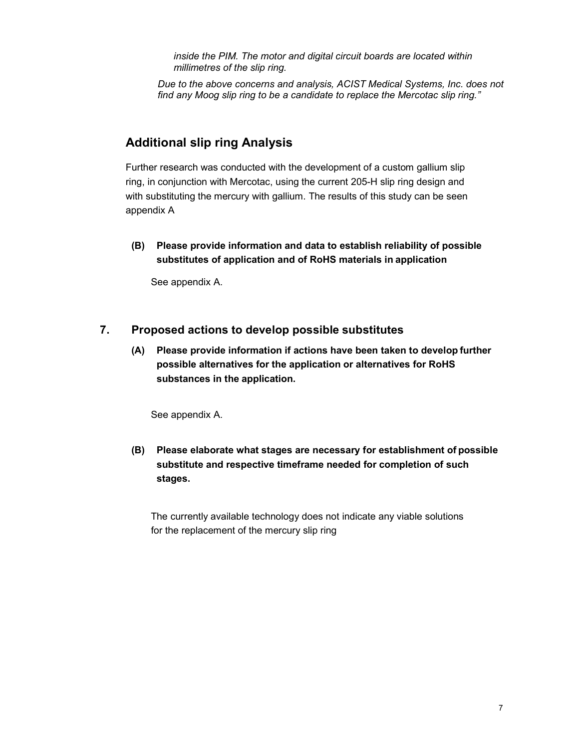*inside the PIM. The motor and digital circuit boards are located within millimetres of the slip ring.*

*Due to the above concerns and analysis, ACIST Medical Systems, Inc. does not find any Moog slip ring to be a candidate to replace the Mercotac slip ring."*

## Additional slip ring Analysis

Further research was conducted with the development of a custom gallium slip ring, in conjunction with Mercotac, using the current 205-H slip ring design and with substituting the mercury with gallium. The results of this study can be seen appendix A

**(B) Please provide information and data to establish reliability of possible substitutes of application and of RoHS materials in application**

See appendix A.

## 7. Proposed actions to develop possible substitutes

**(A) Please provide information if actions have been taken to develop further possible alternatives for the application or alternatives for RoHS substances in the application.**

See appendix A.

**(B) Please elaborate what stages are necessary for establishment of possible substitute and respective timeframe needed for completion of such stages.**

The currently available technology does not indicate any viable solutions for the replacement of the mercury slip ring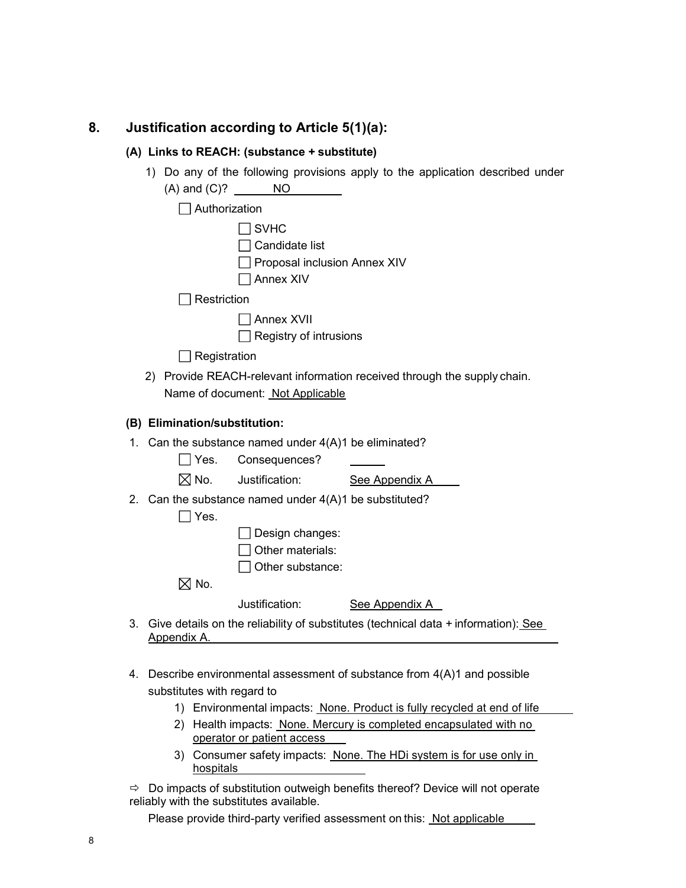## 8. Justification according to Article 5(1)(a):

### (A) Links to REACH: (substance + substitute)

1) Do any of the following provisions apply to the application described under (A) and (C)? NO

   ☐ Authorization

   ☐ SVHC

   ☐ Candidate list

   ☐ Proposal inclusion Annex XIV

   ☐ Annex XIV

   ☐ Restriction

   ☐ Annex XVII

   ☐ Registry of intrusions

   ☐ Registration

2) Provide REACH-relevant information received through the supply chain.
   Name of document: Not Applicable

### (B) Elimination/substitution:

1. Can the substance named under 4(A)1 be eliminated?

   ☐ Yes. Consequences?

   ☒ No. Justification: See Appendix A

2. Can the substance named under 4(A)1 be substituted?

   ☐ Yes.

   ☐ Design changes:

   ☐ Other materials:

   ☐ Other substance:

   ☒ No.

   Justification: See Appendix A

3. Give details on the reliability of substitutes (technical data + information): See Appendix A.

4. Describe environmental assessment of substance from 4(A)1 and possible substitutes with regard to

   1) Environmental impacts: None. Product is fully recycled at end of life
   2) Health impacts: None. Mercury is completed encapsulated with no operator or patient access
   3) Consumer safety impacts: None. The HDi system is for use only in hospitals

⇨ Do impacts of substitution outweigh benefits thereof? Device will not operate reliably with the substitutes available.

Please provide third-party verified assessment on this: Not applicable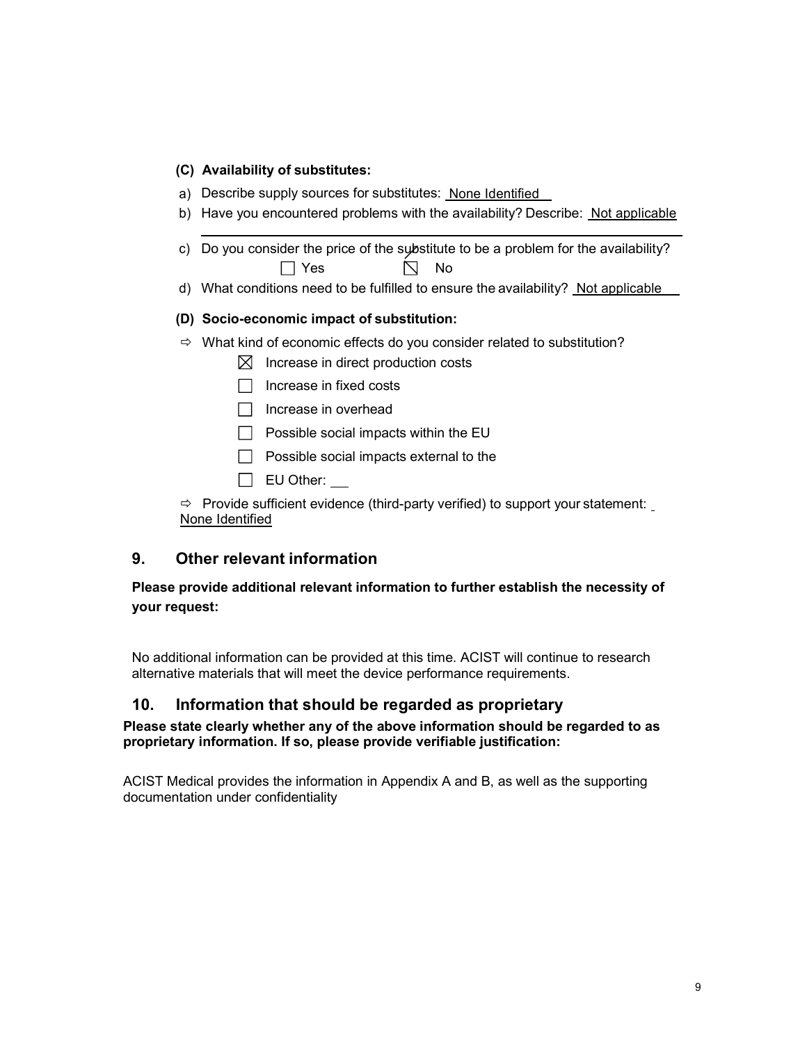**(C) Availability of substitutes:**

a) Describe supply sources for substitutes: None Identified

b) Have you encountered problems with the availability? Describe: Not applicable

c) Do you consider the price of the substitute to be a problem for the availability?

☐ Yes ☒ No

d) What conditions need to be fulfilled to ensure the availability? Not applicable

**(D) Socio-economic impact of substitution:**

⇨ What kind of economic effects do you consider related to substitution?

- ☒ Increase in direct production costs
- ☐ Increase in fixed costs
- ☐ Increase in overhead
- ☐ Possible social impacts within the EU
- ☐ Possible social impacts external to the
- ☐ EU Other:

⇨ Provide sufficient evidence (third-party verified) to support your statement: None Identified

## 9. Other relevant information

**Please provide additional relevant information to further establish the necessity of your request:**

No additional information can be provided at this time. ACIST will continue to research alternative materials that will meet the device performance requirements.

## 10. Information that should be regarded as proprietary

**Please state clearly whether any of the above information should be regarded to as proprietary information. If so, please provide verifiable justification:**

ACIST Medical provides the information in Appendix A and B, as well as the supporting documentation under confidentiality